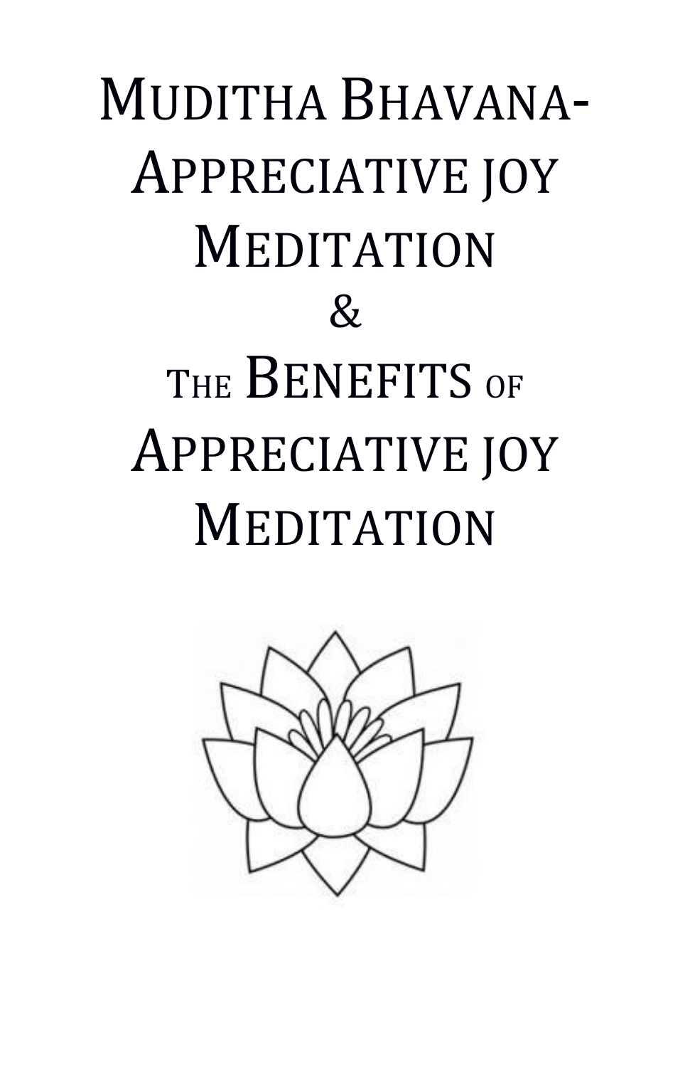# Muditha Bhavana- Appreciative joy Meditation & The Benefits of Appreciative joy Meditation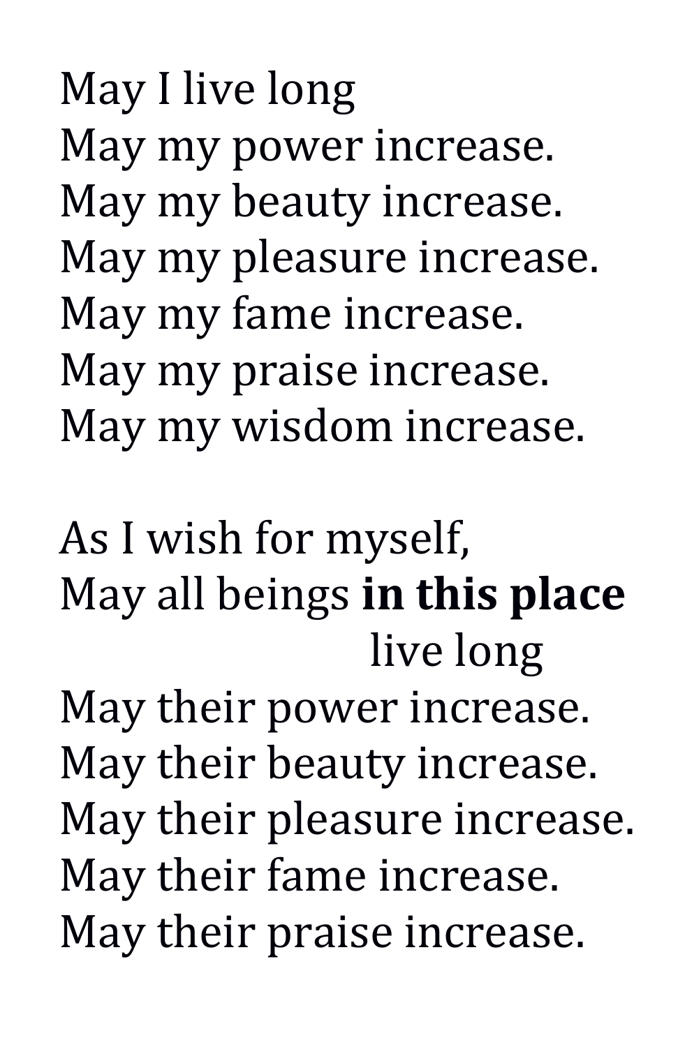May I live long
May my power increase.
May my beauty increase.
May my pleasure increase.
May my fame increase.
May my praise increase.
May my wisdom increase.

As I wish for myself,
May all beings **in this place** live long
May their power increase.
May their beauty increase.
May their pleasure increase.
May their fame increase.
May their praise increase.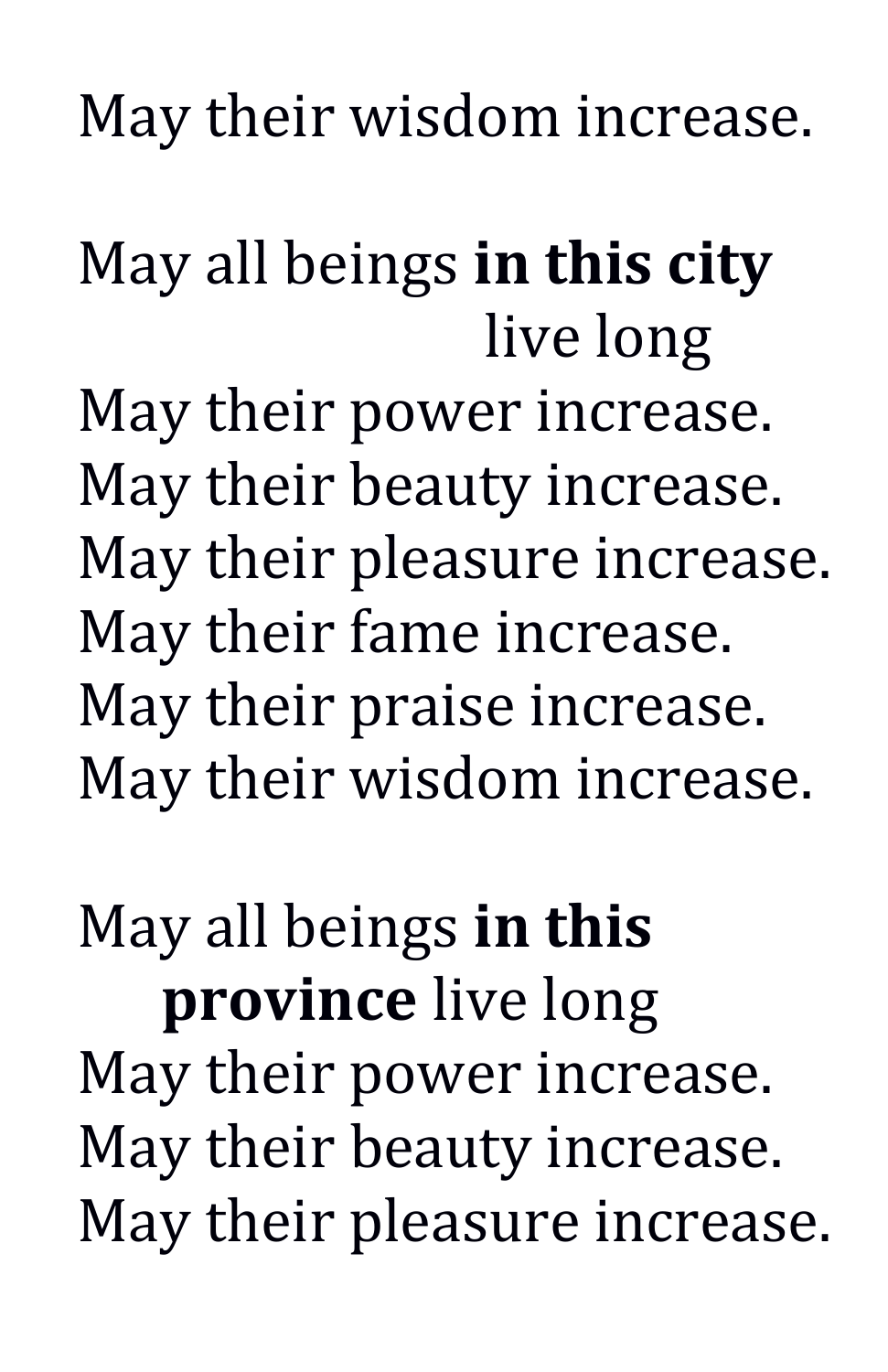May their wisdom increase.

May all beings **in this city** live long
May their power increase.
May their beauty increase.
May their pleasure increase.
May their fame increase.
May their praise increase.
May their wisdom increase.

May all beings **in this province** live long
May their power increase.
May their beauty increase.
May their pleasure increase.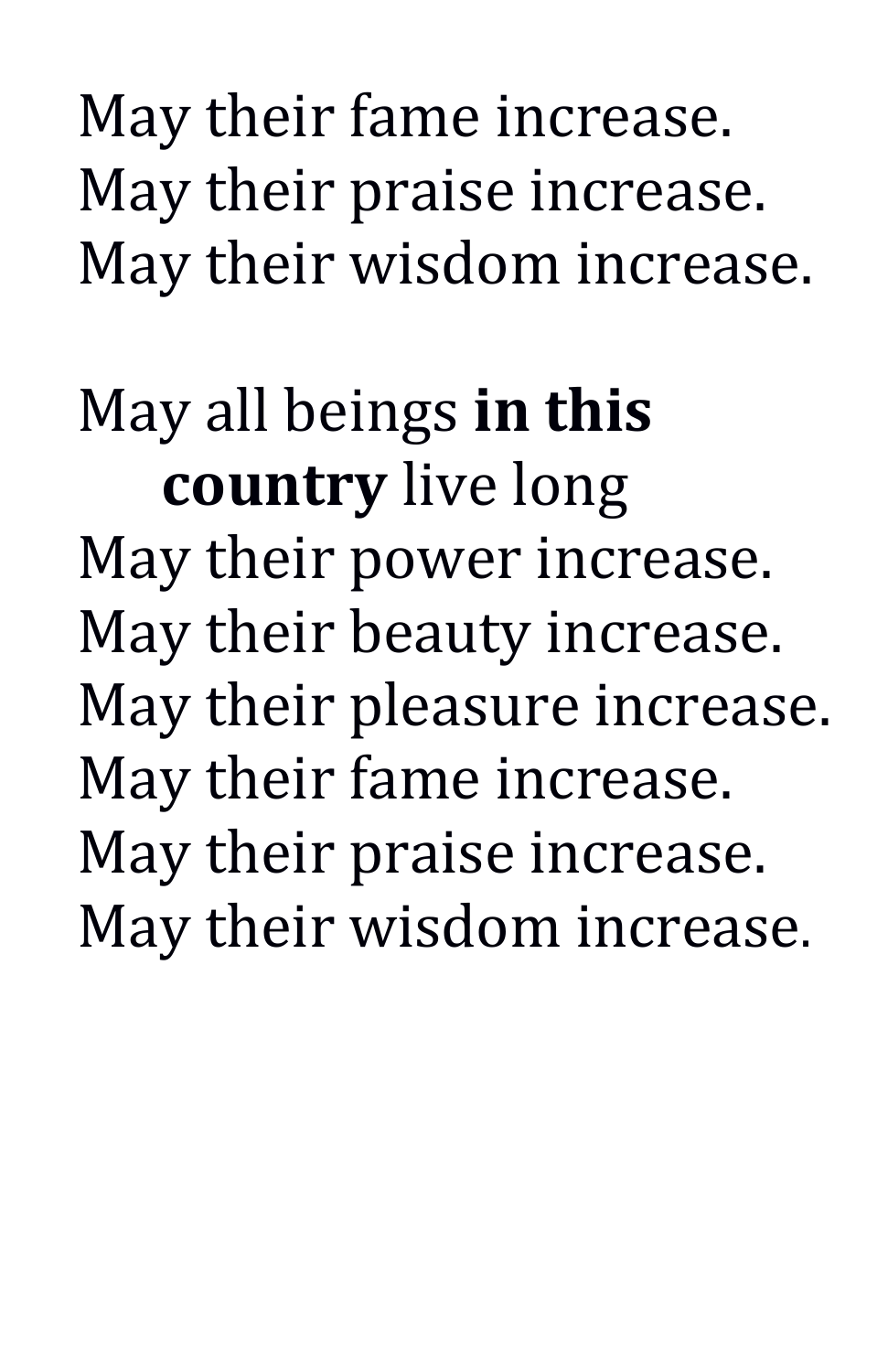May their fame increase.  
May their praise increase.  
May their wisdom increase.

May all beings **in this country** live long  
May their power increase.  
May their beauty increase.  
May their pleasure increase.  
May their fame increase.  
May their praise increase.  
May their wisdom increase.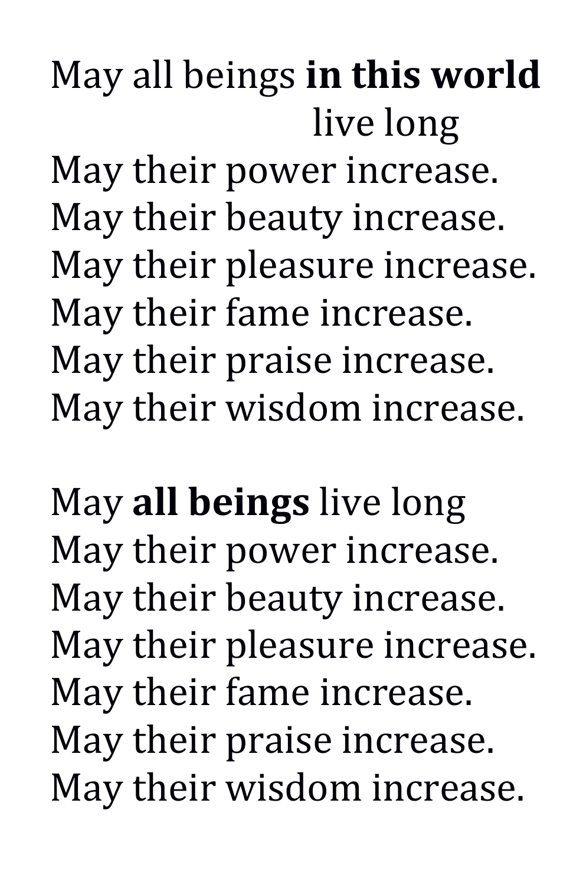May all beings **in this world** live long  
May their power increase.  
May their beauty increase.  
May their pleasure increase.  
May their fame increase.  
May their praise increase.  
May their wisdom increase.

May **all beings** live long  
May their power increase.  
May their beauty increase.  
May their pleasure increase.  
May their fame increase.  
May their praise increase.  
May their wisdom increase.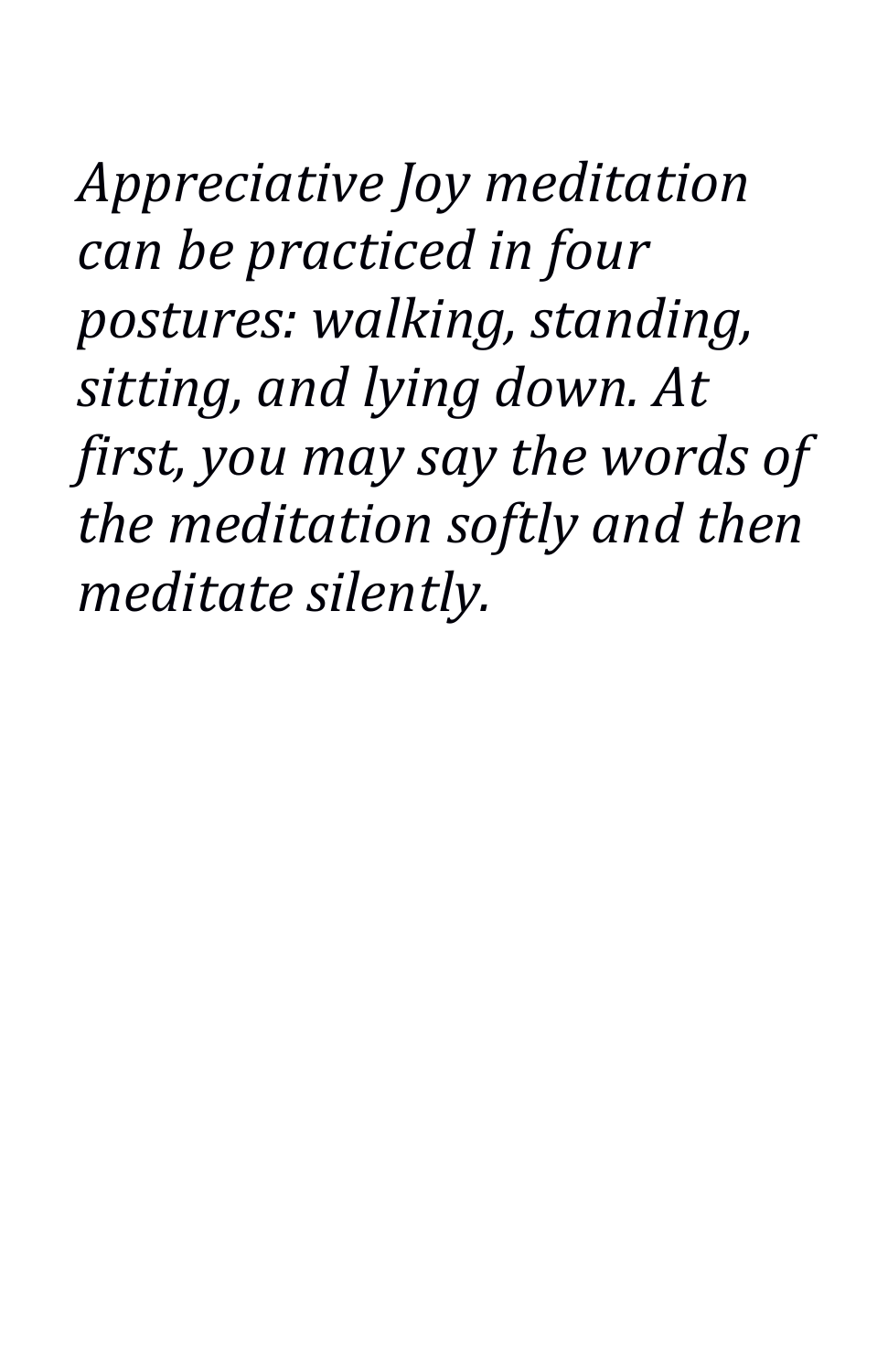*Appreciative Joy meditation can be practiced in four postures: walking, standing, sitting, and lying down. At first, you may say the words of the meditation softly and then meditate silently.*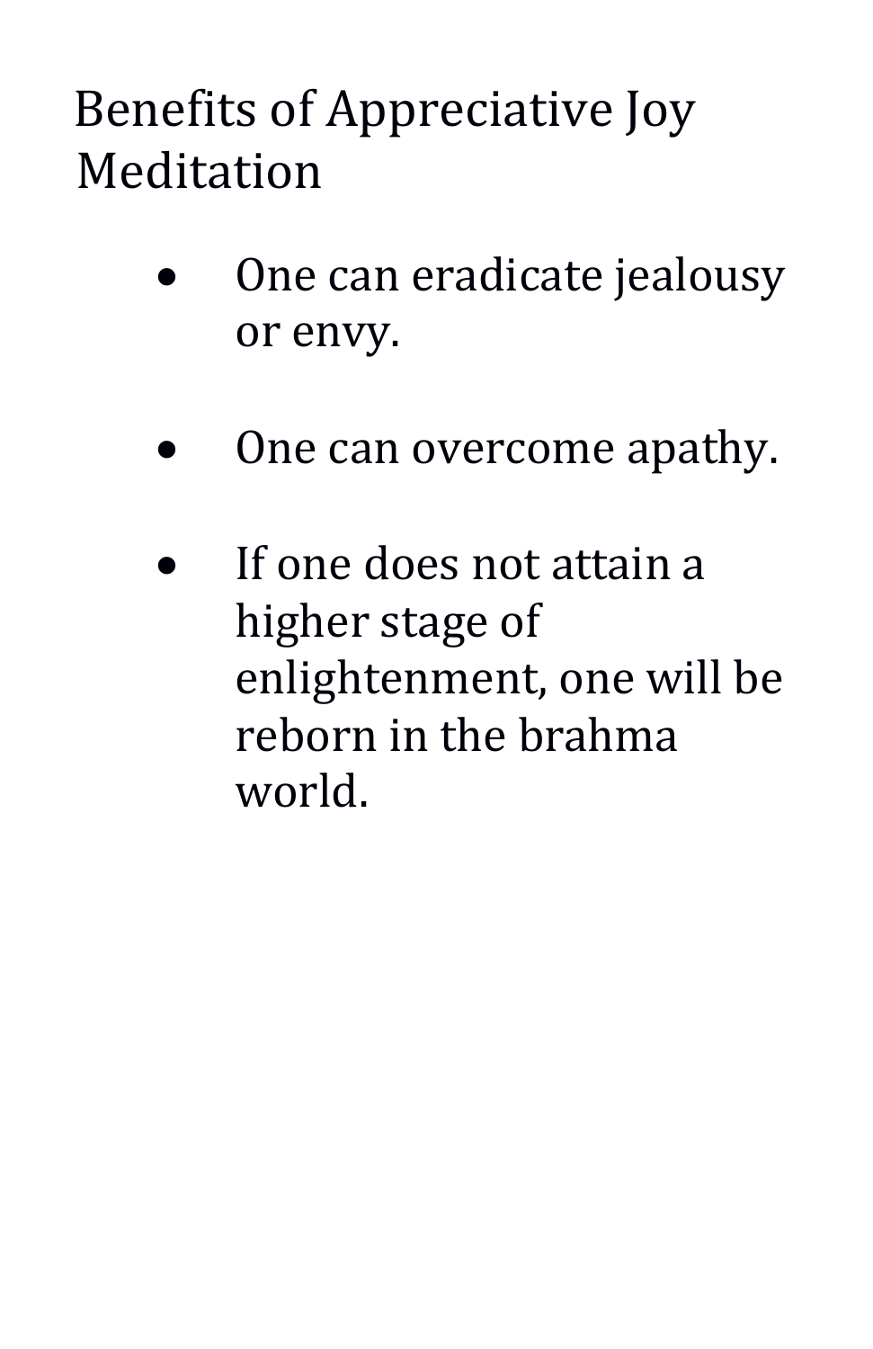# Benefits of Appreciative Joy Meditation

- One can eradicate jealousy or envy.

- One can overcome apathy.

- If one does not attain a higher stage of enlightenment, one will be reborn in the brahma world.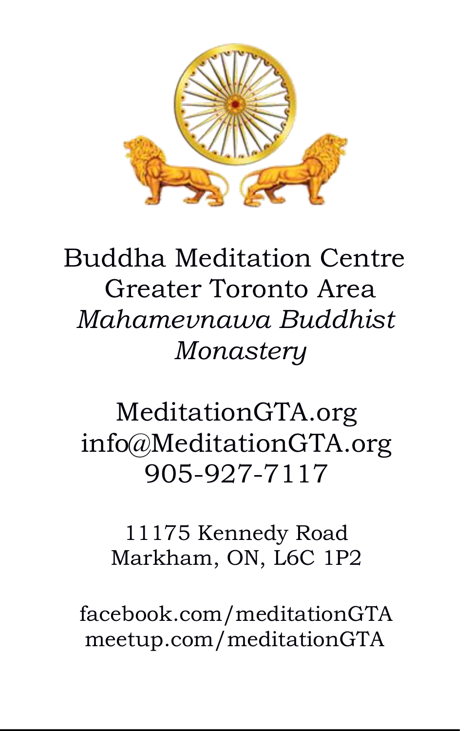Buddha Meditation Centre
Greater Toronto Area
*Mahamevnawa Buddhist Monastery*

MeditationGTA.org
info@MeditationGTA.org
905-927-7117

11175 Kennedy Road
Markham, ON, L6C 1P2

facebook.com/meditationGTA
meetup.com/meditationGTA